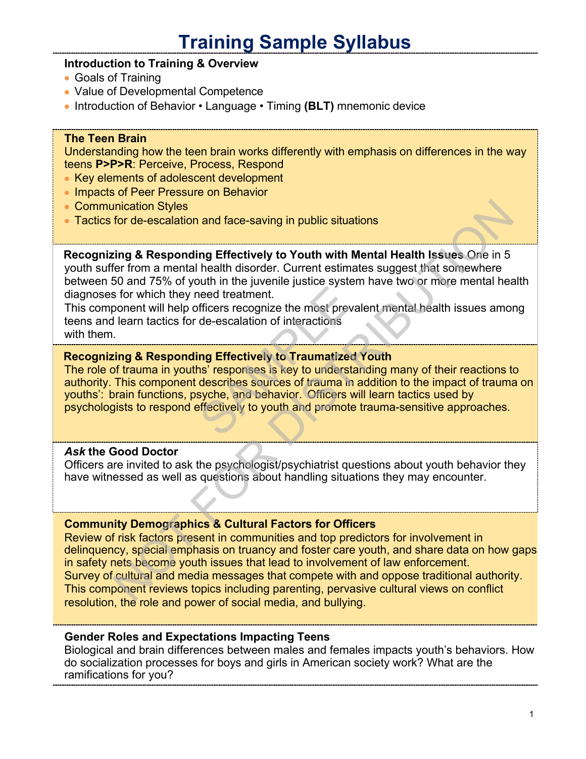# Training Sample Syllabus

**Introduction to Training & Overview**

- Goals of Training
- Value of Developmental Competence
- Introduction of Behavior • Language • Timing **(BLT)** mnemonic device

**The Teen Brain**

Understanding how the teen brain works differently with emphasis on differences in the way teens **P>P>R**: Perceive, Process, Respond

- Key elements of adolescent development
- Impacts of Peer Pressure on Behavior
- Communication Styles
- Tactics for de-escalation and face-saving in public situations

**Recognizing & Responding Effectively to Youth with Mental Health Issues** One in 5 youth suffer from a mental health disorder. Current estimates suggest that somewhere between 50 and 75% of youth in the juvenile justice system have two or more mental health diagnoses for which they need treatment.

This component will help officers recognize the most prevalent mental health issues among teens and learn tactics for de-escalation of interactions with them.

**Recognizing & Responding Effectively to Traumatized Youth**

The role of trauma in youths' responses is key to understanding many of their reactions to authority. This component describes sources of trauma in addition to the impact of trauma on youths': brain functions, psyche, and behavior. Officers will learn tactics used by psychologists to respond effectively to youth and promote trauma-sensitive approaches.

***Ask* the Good Doctor**

Officers are invited to ask the psychologist/psychiatrist questions about youth behavior they have witnessed as well as questions about handling situations they may encounter.

**Community Demographics & Cultural Factors for Officers**

Review of risk factors present in communities and top predictors for involvement in delinquency, special emphasis on truancy and foster care youth, and share data on how gaps in safety nets become youth issues that lead to involvement of law enforcement.

Survey of cultural and media messages that compete with and oppose traditional authority. This component reviews topics including parenting, pervasive cultural views on conflict resolution, the role and power of social media, and bullying.

**Gender Roles and Expectations Impacting Teens**

Biological and brain differences between males and females impacts youth's behaviors. How do socialization processes for boys and girls in American society work? What are the ramifications for you?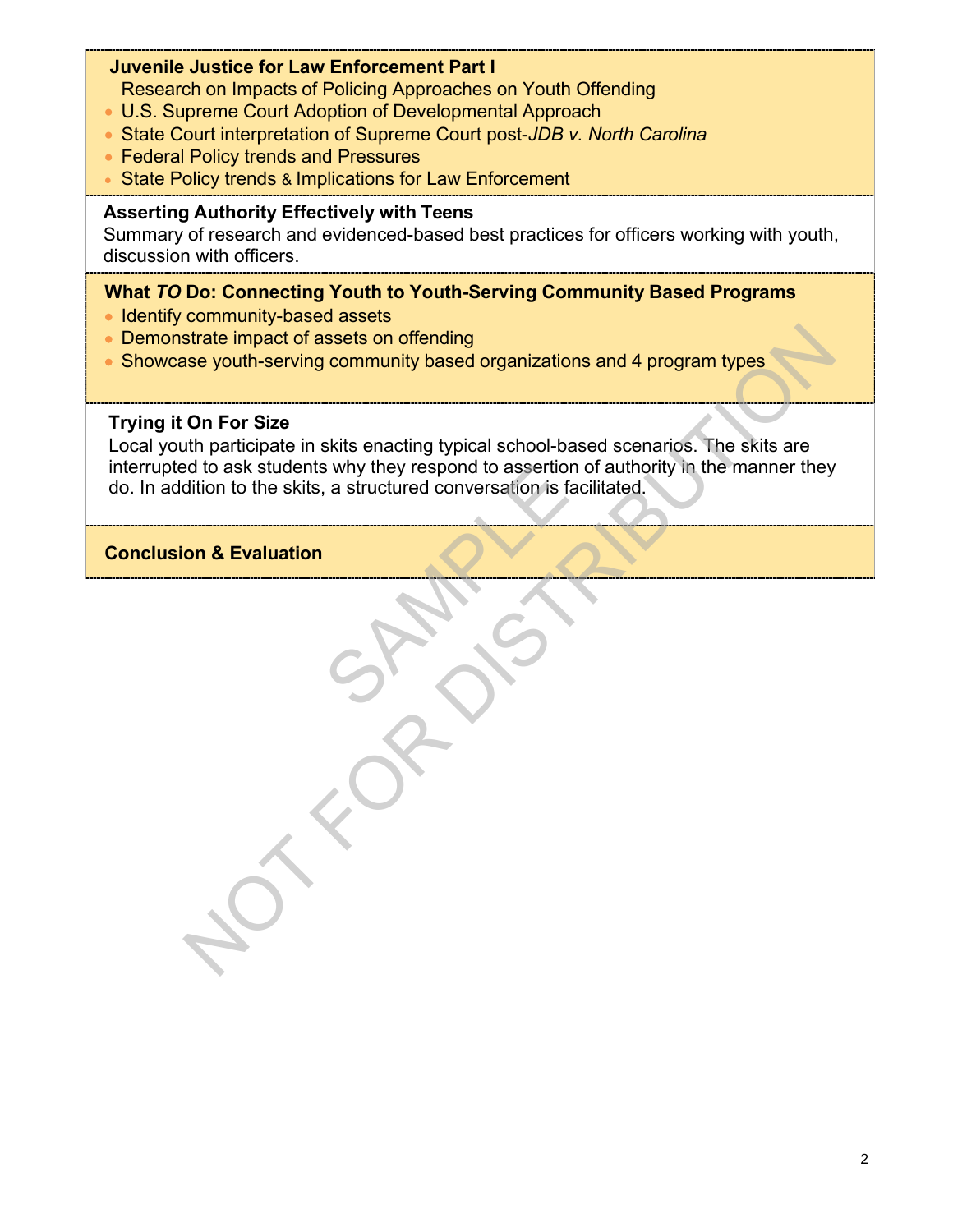**Juvenile Justice for Law Enforcement Part I**

Research on Impacts of Policing Approaches on Youth Offending

- U.S. Supreme Court Adoption of Developmental Approach
- State Court interpretation of Supreme Court post-*JDB v. North Carolina*
- Federal Policy trends and Pressures
- State Policy trends & Implications for Law Enforcement

**Asserting Authority Effectively with Teens**

Summary of research and evidenced-based best practices for officers working with youth, discussion with officers.

**What *TO* Do: Connecting Youth to Youth-Serving Community Based Programs**

- Identify community-based assets
- Demonstrate impact of assets on offending
- Showcase youth-serving community based organizations and 4 program types

**Trying it On For Size**

Local youth participate in skits enacting typical school-based scenarios. The skits are interrupted to ask students why they respond to assertion of authority in the manner they do. In addition to the skits, a structured conversation is facilitated.

**Conclusion & Evaluation**